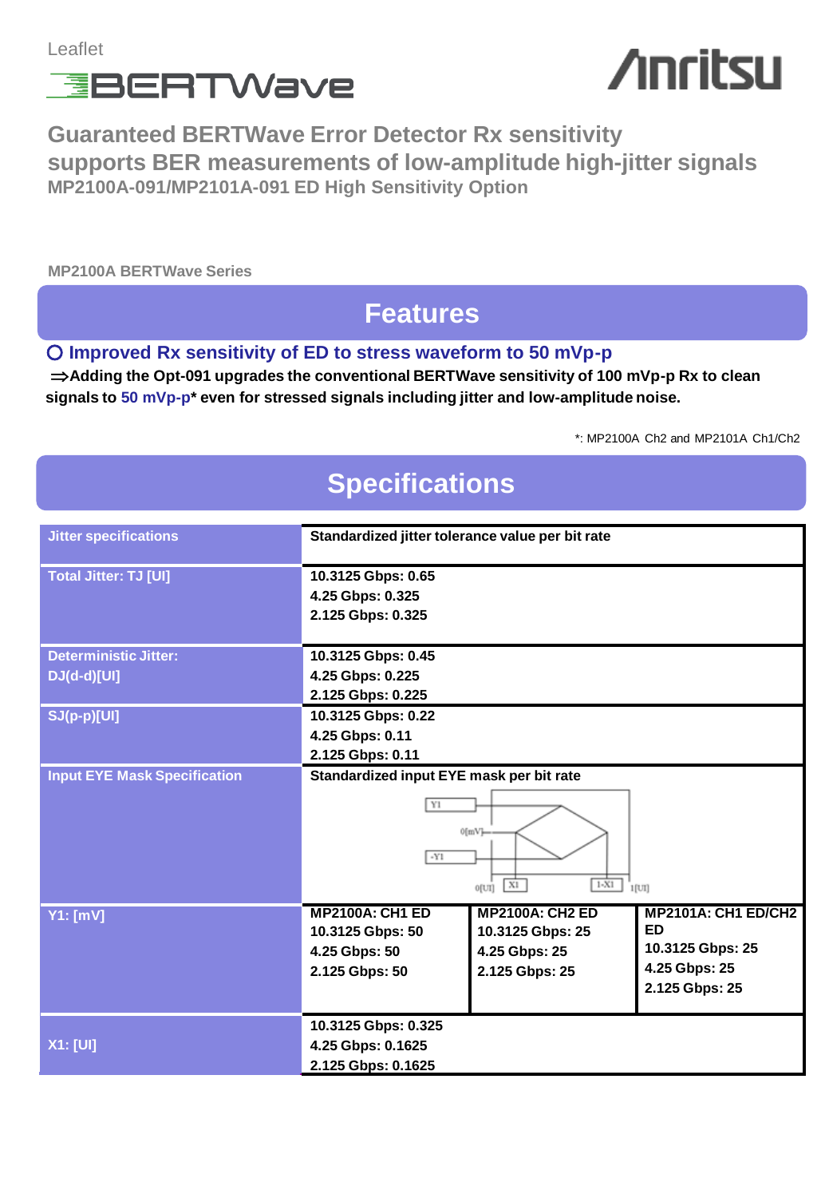Leaflet

BERTWave

Anritsu

# Guaranteed BERTWave Error Detector Rx sensitivity supports BER measurements of low-amplitude high-jitter signals

### MP2100A-091/MP2101A-091 ED High Sensitivity Option

**MP2100A BERTWave Series**

## Features

### ○ Improved Rx sensitivity of ED to stress waveform to 50 mVp-p

**⇒Adding the Opt-091 upgrades the conventional BERTWave sensitivity of 100 mVp-p Rx to clean signals to 50 mVp-p* even for stressed signals including jitter and low-amplitude noise.**

*: MP2100A Ch2 and MP2101A Ch1/Ch2

## Specifications

| Jitter specifications | Standardized jitter tolerance value per bit rate | | |
|---|---|---|---|
| Total Jitter: TJ [UI] | 10.3125 Gbps: 0.65<br>4.25 Gbps: 0.325<br>2.125 Gbps: 0.325 | | |
| Deterministic Jitter: DJ(d-d)[UI] | 10.3125 Gbps: 0.45<br>4.25 Gbps: 0.225<br>2.125 Gbps: 0.225 | | |
| SJ(p-p)[UI] | 10.3125 Gbps: 0.22<br>4.25 Gbps: 0.11<br>2.125 Gbps: 0.11 | | |
| Input EYE Mask Specification | Standardized input EYE mask per bit rate<br>Y1, 0[mV], -Y1, 0[UI], X1, 1-X1, 1[UI] | | |
| Y1: [mV] | MP2100A: CH1 ED<br>10.3125 Gbps: 50<br>4.25 Gbps: 50<br>2.125 Gbps: 50 | MP2100A: CH2 ED<br>10.3125 Gbps: 25<br>4.25 Gbps: 25<br>2.125 Gbps: 25 | MP2101A: CH1 ED/CH2 ED<br>10.3125 Gbps: 25<br>4.25 Gbps: 25<br>2.125 Gbps: 25 |
| X1: [UI] | 10.3125 Gbps: 0.325<br>4.25 Gbps: 0.1625<br>2.125 Gbps: 0.1625 | | |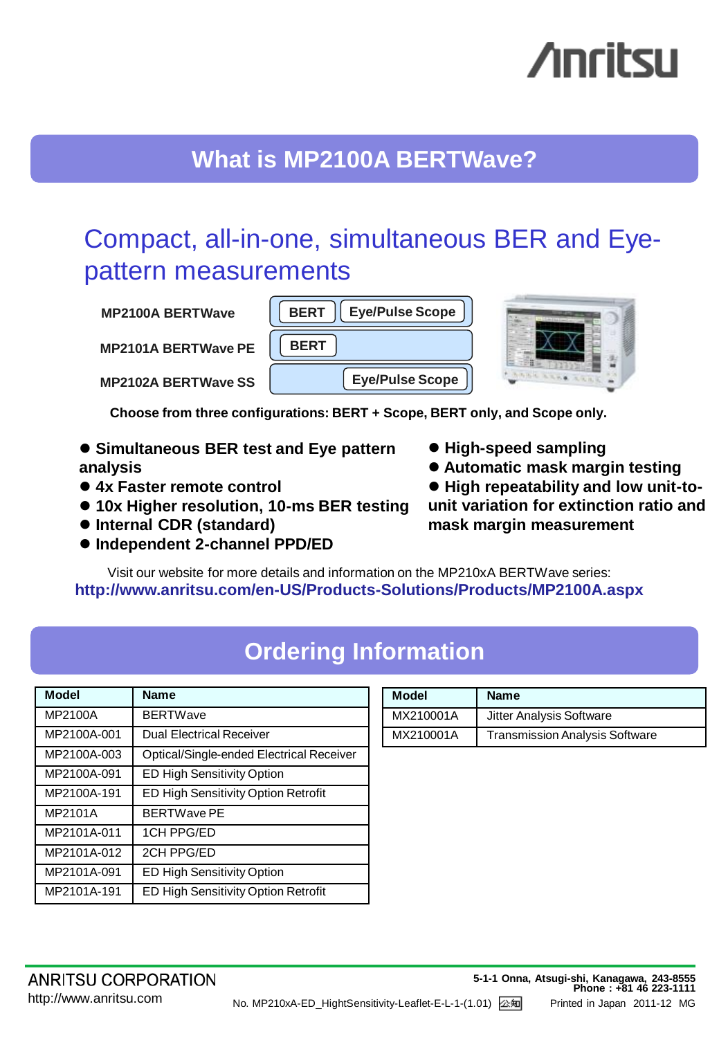# What is MP2100A BERTWave?

## Compact, all-in-one, simultaneous BER and Eye-pattern measurements

| | | |
|---|---|---|
| MP2100A BERTWave | BERT | Eye/Pulse Scope |
| MP2101A BERTWave PE | BERT | |
| MP2102A BERTWave SS | | Eye/Pulse Scope |

**Choose from three configurations: BERT + Scope, BERT only, and Scope only.**

- **Simultaneous BER test and Eye pattern analysis**
- **4x Faster remote control**
- **10x Higher resolution, 10-ms BER testing**
- **Internal CDR (standard)**
- **Independent 2-channel PPD/ED**
- **High-speed sampling**
- **Automatic mask margin testing**
- **High repeatability and low unit-to-unit variation for extinction ratio and mask margin measurement**

Visit our website for more details and information on the MP210xA BERTWave series:
**http://www.anritsu.com/en-US/Products-Solutions/Products/MP2100A.aspx**

# Ordering Information

| Model | Name |
|---|---|
| MP2100A | BERTWave |
| MP2100A-001 | Dual Electrical Receiver |
| MP2100A-003 | Optical/Single-ended Electrical Receiver |
| MP2100A-091 | ED High Sensitivity Option |
| MP2100A-191 | ED High Sensitivity Option Retrofit |
| MP2101A | BERTWave PE |
| MP2101A-011 | 1CH PPG/ED |
| MP2101A-012 | 2CH PPG/ED |
| MP2101A-091 | ED High Sensitivity Option |
| MP2101A-191 | ED High Sensitivity Option Retrofit |

| Model | Name |
|---|---|
| MX210001A | Jitter Analysis Software |
| MX210001A | Transmission Analysis Software |

ANRITSU CORPORATION
http://www.anritsu.com

5-1-1 Onna, Atsugi-shi, Kanagawa, 243-8555
Phone : +81 46 223-1111

No. MP210xA-ED_HightSensitivity-Leaflet-E-L-1-(1.01) 公知 Printed in Japan 2011-12 MG